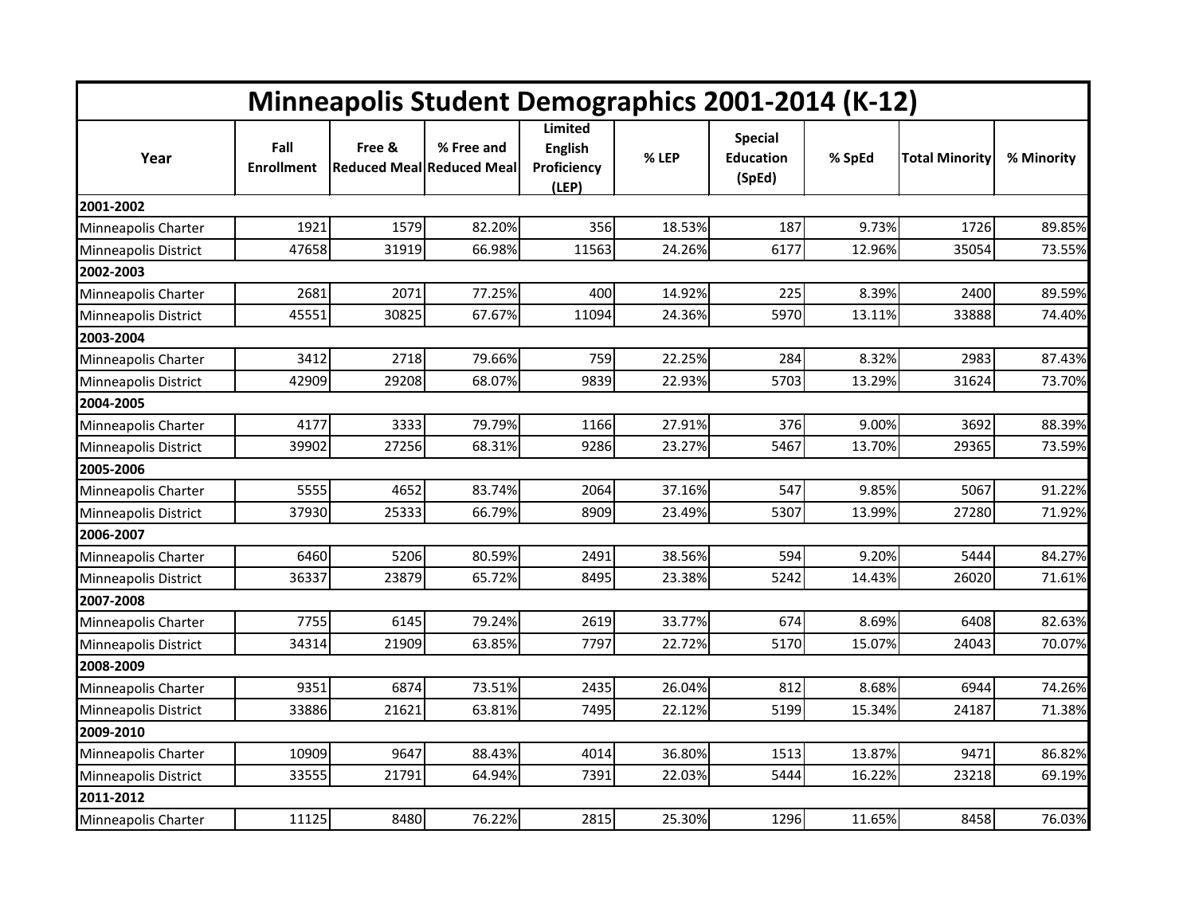# Minneapolis Student Demographics 2001-2014 (K-12)

| Year | Fall Enrollment | Free & Reduced Meal | % Free and Reduced Meal | Limited English Proficiency (LEP) | % LEP | Special Education (SpEd) | % SpEd | Total Minority | % Minority |
|---|---|---|---|---|---|---|---|---|---|
| **2001-2002** | | | | | | | | | |
| Minneapolis Charter | 1921 | 1579 | 82.20% | 356 | 18.53% | 187 | 9.73% | 1726 | 89.85% |
| Minneapolis District | 47658 | 31919 | 66.98% | 11563 | 24.26% | 6177 | 12.96% | 35054 | 73.55% |
| **2002-2003** | | | | | | | | | |
| Minneapolis Charter | 2681 | 2071 | 77.25% | 400 | 14.92% | 225 | 8.39% | 2400 | 89.59% |
| Minneapolis District | 45551 | 30825 | 67.67% | 11094 | 24.36% | 5970 | 13.11% | 33888 | 74.40% |
| **2003-2004** | | | | | | | | | |
| Minneapolis Charter | 3412 | 2718 | 79.66% | 759 | 22.25% | 284 | 8.32% | 2983 | 87.43% |
| Minneapolis District | 42909 | 29208 | 68.07% | 9839 | 22.93% | 5703 | 13.29% | 31624 | 73.70% |
| **2004-2005** | | | | | | | | | |
| Minneapolis Charter | 4177 | 3333 | 79.79% | 1166 | 27.91% | 376 | 9.00% | 3692 | 88.39% |
| Minneapolis District | 39902 | 27256 | 68.31% | 9286 | 23.27% | 5467 | 13.70% | 29365 | 73.59% |
| **2005-2006** | | | | | | | | | |
| Minneapolis Charter | 5555 | 4652 | 83.74% | 2064 | 37.16% | 547 | 9.85% | 5067 | 91.22% |
| Minneapolis District | 37930 | 25333 | 66.79% | 8909 | 23.49% | 5307 | 13.99% | 27280 | 71.92% |
| **2006-2007** | | | | | | | | | |
| Minneapolis Charter | 6460 | 5206 | 80.59% | 2491 | 38.56% | 594 | 9.20% | 5444 | 84.27% |
| Minneapolis District | 36337 | 23879 | 65.72% | 8495 | 23.38% | 5242 | 14.43% | 26020 | 71.61% |
| **2007-2008** | | | | | | | | | |
| Minneapolis Charter | 7755 | 6145 | 79.24% | 2619 | 33.77% | 674 | 8.69% | 6408 | 82.63% |
| Minneapolis District | 34314 | 21909 | 63.85% | 7797 | 22.72% | 5170 | 15.07% | 24043 | 70.07% |
| **2008-2009** | | | | | | | | | |
| Minneapolis Charter | 9351 | 6874 | 73.51% | 2435 | 26.04% | 812 | 8.68% | 6944 | 74.26% |
| Minneapolis District | 33886 | 21621 | 63.81% | 7495 | 22.12% | 5199 | 15.34% | 24187 | 71.38% |
| **2009-2010** | | | | | | | | | |
| Minneapolis Charter | 10909 | 9647 | 88.43% | 4014 | 36.80% | 1513 | 13.87% | 9471 | 86.82% |
| Minneapolis District | 33555 | 21791 | 64.94% | 7391 | 22.03% | 5444 | 16.22% | 23218 | 69.19% |
| **2011-2012** | | | | | | | | | |
| Minneapolis Charter | 11125 | 8480 | 76.22% | 2815 | 25.30% | 1296 | 11.65% | 8458 | 76.03% |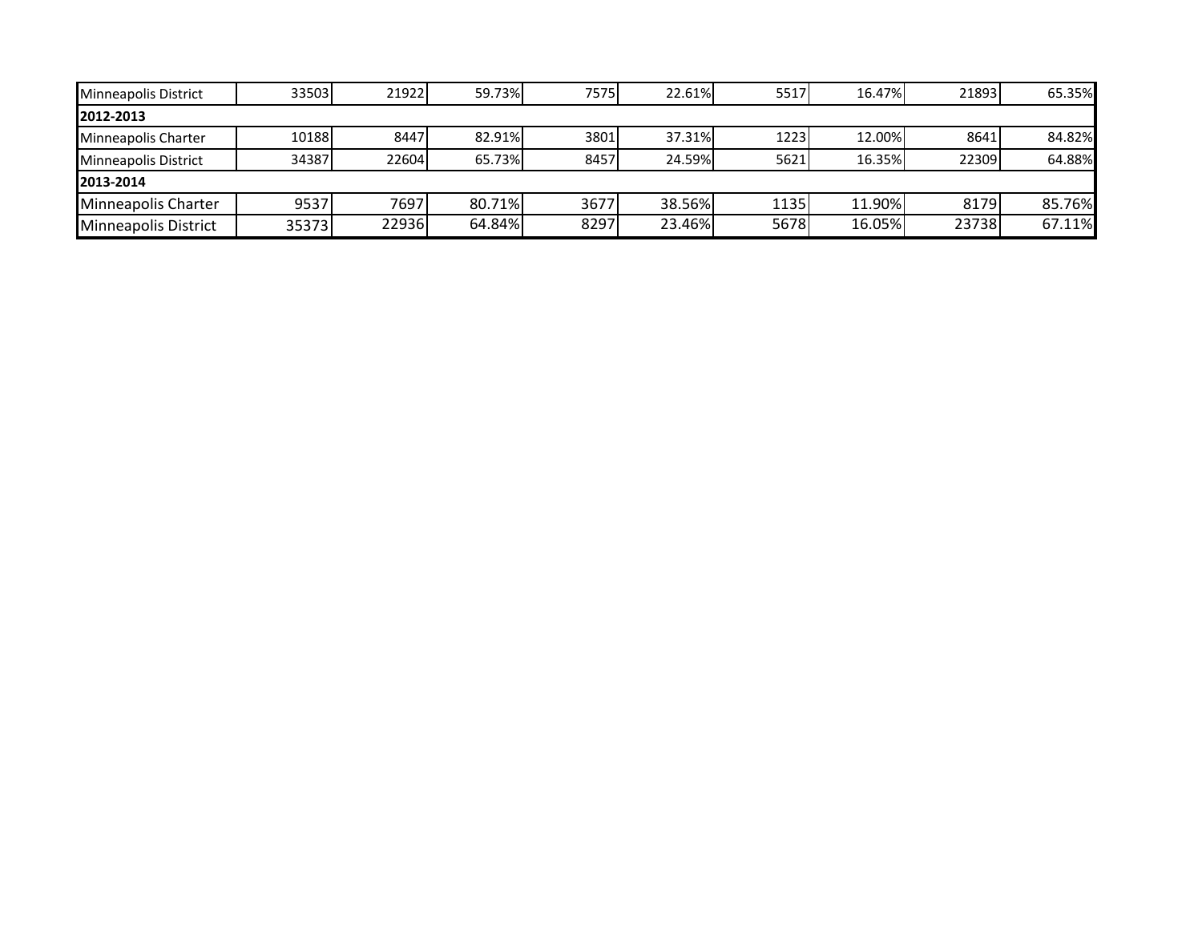| | | | | | | | | | |
|---|---|---|---|---|---|---|---|---|---|
| Minneapolis District | 33503 | 21922 | 59.73% | 7575 | 22.61% | 5517 | 16.47% | 21893 | 65.35% |
| **2012-2013** | | | | | | | | | |
| Minneapolis Charter | 10188 | 8447 | 82.91% | 3801 | 37.31% | 1223 | 12.00% | 8641 | 84.82% |
| Minneapolis District | 34387 | 22604 | 65.73% | 8457 | 24.59% | 5621 | 16.35% | 22309 | 64.88% |
| **2013-2014** | | | | | | | | | |
| Minneapolis Charter | 9537 | 7697 | 80.71% | 3677 | 38.56% | 1135 | 11.90% | 8179 | 85.76% |
| Minneapolis District | 35373 | 22936 | 64.84% | 8297 | 23.46% | 5678 | 16.05% | 23738 | 67.11% |